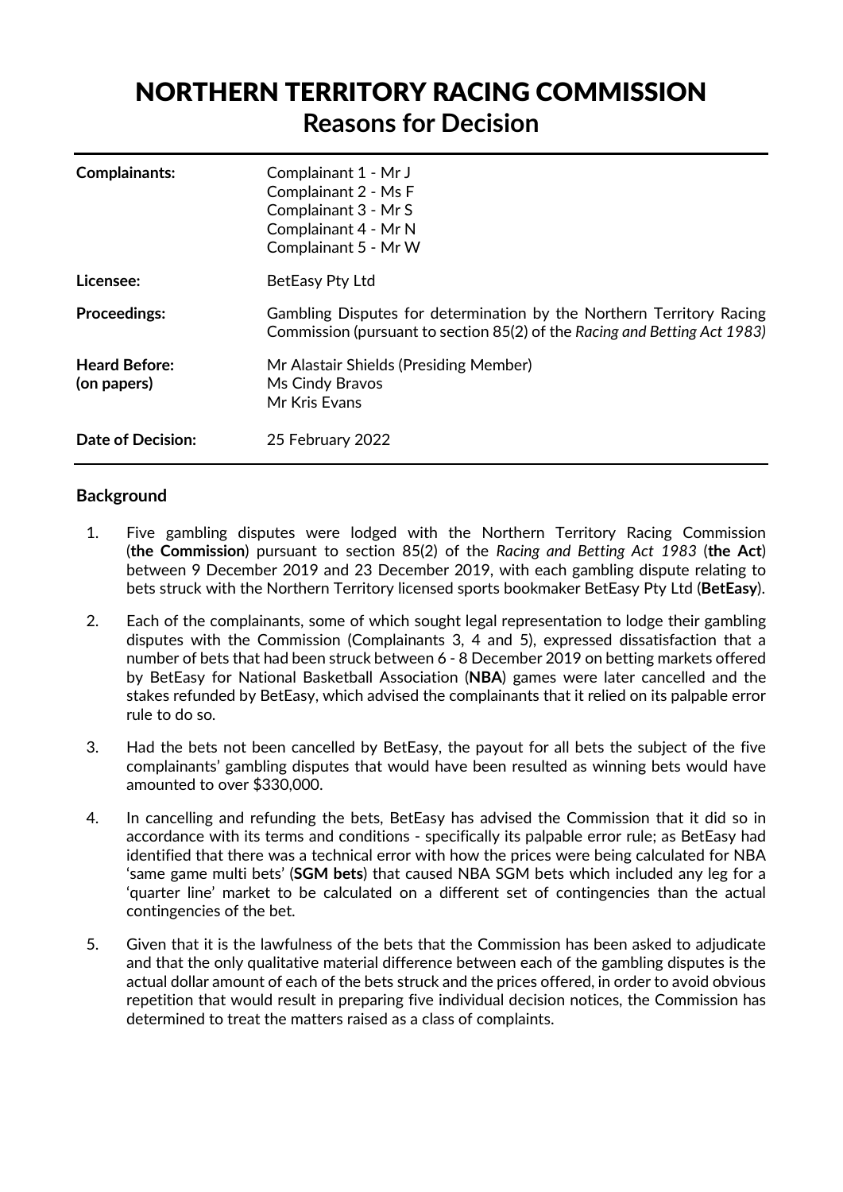# NORTHERN TERRITORY RACING COMMISSION

## Reasons for Decision

| | |
|---|---|
| **Complainants:** | Complainant 1 - Mr J<br>Complainant 2 - Ms F<br>Complainant 3 - Mr S<br>Complainant 4 - Mr N<br>Complainant 5 - Mr W |
| **Licensee:** | BetEasy Pty Ltd |
| **Proceedings:** | Gambling Disputes for determination by the Northern Territory Racing Commission (pursuant to section 85(2) of the *Racing and Betting Act 1983)* |
| **Heard Before: (on papers)** | Mr Alastair Shields (Presiding Member)<br>Ms Cindy Bravos<br>Mr Kris Evans |
| **Date of Decision:** | 25 February 2022 |

### Background

1. Five gambling disputes were lodged with the Northern Territory Racing Commission (**the Commission**) pursuant to section 85(2) of the *Racing and Betting Act 1983* (**the Act**) between 9 December 2019 and 23 December 2019, with each gambling dispute relating to bets struck with the Northern Territory licensed sports bookmaker BetEasy Pty Ltd (**BetEasy**).

2. Each of the complainants, some of which sought legal representation to lodge their gambling disputes with the Commission (Complainants 3, 4 and 5), expressed dissatisfaction that a number of bets that had been struck between 6 - 8 December 2019 on betting markets offered by BetEasy for National Basketball Association (**NBA**) games were later cancelled and the stakes refunded by BetEasy, which advised the complainants that it relied on its palpable error rule to do so.

3. Had the bets not been cancelled by BetEasy, the payout for all bets the subject of the five complainants' gambling disputes that would have been resulted as winning bets would have amounted to over $330,000.

4. In cancelling and refunding the bets, BetEasy has advised the Commission that it did so in accordance with its terms and conditions - specifically its palpable error rule; as BetEasy had identified that there was a technical error with how the prices were being calculated for NBA 'same game multi bets' (**SGM bets**) that caused NBA SGM bets which included any leg for a 'quarter line' market to be calculated on a different set of contingencies than the actual contingencies of the bet.

5. Given that it is the lawfulness of the bets that the Commission has been asked to adjudicate and that the only qualitative material difference between each of the gambling disputes is the actual dollar amount of each of the bets struck and the prices offered, in order to avoid obvious repetition that would result in preparing five individual decision notices, the Commission has determined to treat the matters raised as a class of complaints.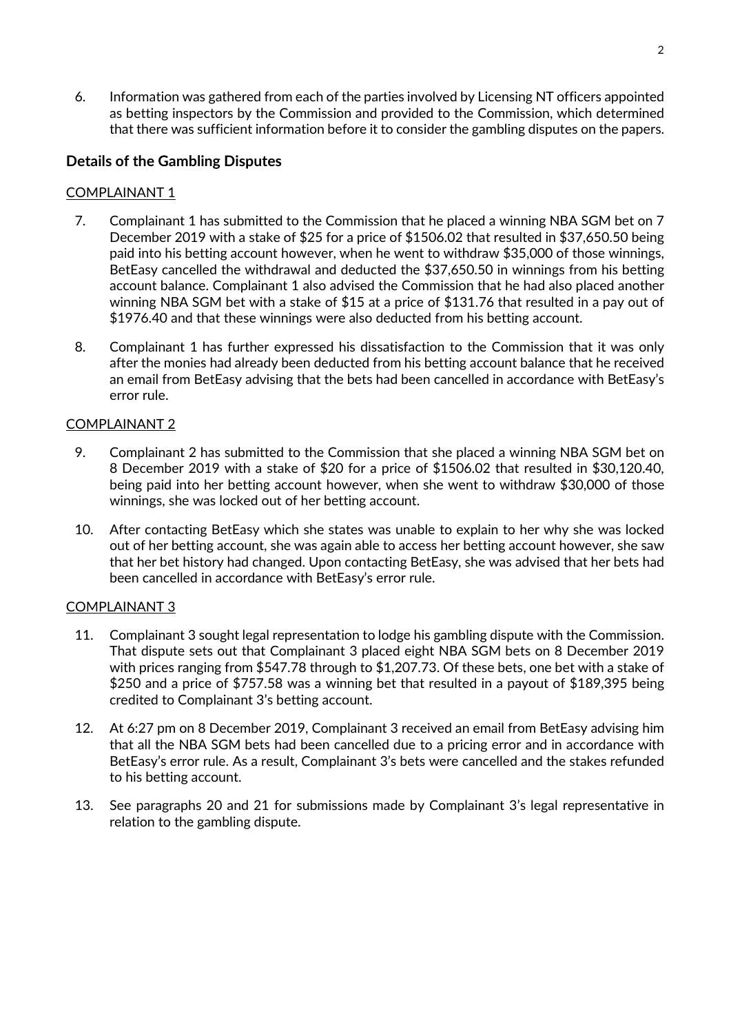6. Information was gathered from each of the parties involved by Licensing NT officers appointed as betting inspectors by the Commission and provided to the Commission, which determined that there was sufficient information before it to consider the gambling disputes on the papers.

## Details of the Gambling Disputes

<u>COMPLAINANT 1</u>

7. Complainant 1 has submitted to the Commission that he placed a winning NBA SGM bet on 7 December 2019 with a stake of $25 for a price of $1506.02 that resulted in $37,650.50 being paid into his betting account however, when he went to withdraw $35,000 of those winnings, BetEasy cancelled the withdrawal and deducted the $37,650.50 in winnings from his betting account balance. Complainant 1 also advised the Commission that he had also placed another winning NBA SGM bet with a stake of $15 at a price of $131.76 that resulted in a pay out of $1976.40 and that these winnings were also deducted from his betting account.

8. Complainant 1 has further expressed his dissatisfaction to the Commission that it was only after the monies had already been deducted from his betting account balance that he received an email from BetEasy advising that the bets had been cancelled in accordance with BetEasy's error rule.

<u>COMPLAINANT 2</u>

9. Complainant 2 has submitted to the Commission that she placed a winning NBA SGM bet on 8 December 2019 with a stake of $20 for a price of $1506.02 that resulted in $30,120.40, being paid into her betting account however, when she went to withdraw $30,000 of those winnings, she was locked out of her betting account.

10. After contacting BetEasy which she states was unable to explain to her why she was locked out of her betting account, she was again able to access her betting account however, she saw that her bet history had changed. Upon contacting BetEasy, she was advised that her bets had been cancelled in accordance with BetEasy's error rule.

<u>COMPLAINANT 3</u>

11. Complainant 3 sought legal representation to lodge his gambling dispute with the Commission. That dispute sets out that Complainant 3 placed eight NBA SGM bets on 8 December 2019 with prices ranging from $547.78 through to $1,207.73. Of these bets, one bet with a stake of $250 and a price of $757.58 was a winning bet that resulted in a payout of $189,395 being credited to Complainant 3's betting account.

12. At 6:27 pm on 8 December 2019, Complainant 3 received an email from BetEasy advising him that all the NBA SGM bets had been cancelled due to a pricing error and in accordance with BetEasy's error rule. As a result, Complainant 3's bets were cancelled and the stakes refunded to his betting account.

13. See paragraphs 20 and 21 for submissions made by Complainant 3's legal representative in relation to the gambling dispute.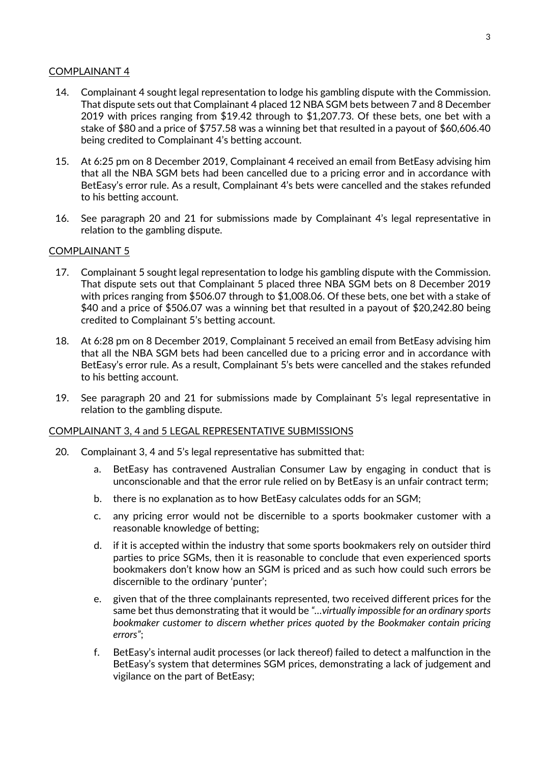COMPLAINANT 4

14. Complainant 4 sought legal representation to lodge his gambling dispute with the Commission. That dispute sets out that Complainant 4 placed 12 NBA SGM bets between 7 and 8 December 2019 with prices ranging from $19.42 through to $1,207.73. Of these bets, one bet with a stake of $80 and a price of $757.58 was a winning bet that resulted in a payout of $60,606.40 being credited to Complainant 4's betting account.

15. At 6:25 pm on 8 December 2019, Complainant 4 received an email from BetEasy advising him that all the NBA SGM bets had been cancelled due to a pricing error and in accordance with BetEasy's error rule. As a result, Complainant 4's bets were cancelled and the stakes refunded to his betting account.

16. See paragraph 20 and 21 for submissions made by Complainant 4's legal representative in relation to the gambling dispute.

COMPLAINANT 5

17. Complainant 5 sought legal representation to lodge his gambling dispute with the Commission. That dispute sets out that Complainant 5 placed three NBA SGM bets on 8 December 2019 with prices ranging from $506.07 through to $1,008.06. Of these bets, one bet with a stake of $40 and a price of $506.07 was a winning bet that resulted in a payout of $20,242.80 being credited to Complainant 5's betting account.

18. At 6:28 pm on 8 December 2019, Complainant 5 received an email from BetEasy advising him that all the NBA SGM bets had been cancelled due to a pricing error and in accordance with BetEasy's error rule. As a result, Complainant 5's bets were cancelled and the stakes refunded to his betting account.

19. See paragraph 20 and 21 for submissions made by Complainant 5's legal representative in relation to the gambling dispute.

COMPLAINANT 3, 4 and 5 LEGAL REPRESENTATIVE SUBMISSIONS

20. Complainant 3, 4 and 5's legal representative has submitted that:

    a. BetEasy has contravened Australian Consumer Law by engaging in conduct that is unconscionable and that the error rule relied on by BetEasy is an unfair contract term;

    b. there is no explanation as to how BetEasy calculates odds for an SGM;

    c. any pricing error would not be discernible to a sports bookmaker customer with a reasonable knowledge of betting;

    d. if it is accepted within the industry that some sports bookmakers rely on outsider third parties to price SGMs, then it is reasonable to conclude that even experienced sports bookmakers don't know how an SGM is priced and as such how could such errors be discernible to the ordinary 'punter';

    e. given that of the three complainants represented, two received different prices for the same bet thus demonstrating that it would be *"…virtually impossible for an ordinary sports bookmaker customer to discern whether prices quoted by the Bookmaker contain pricing errors"*;

    f. BetEasy's internal audit processes (or lack thereof) failed to detect a malfunction in the BetEasy's system that determines SGM prices, demonstrating a lack of judgement and vigilance on the part of BetEasy;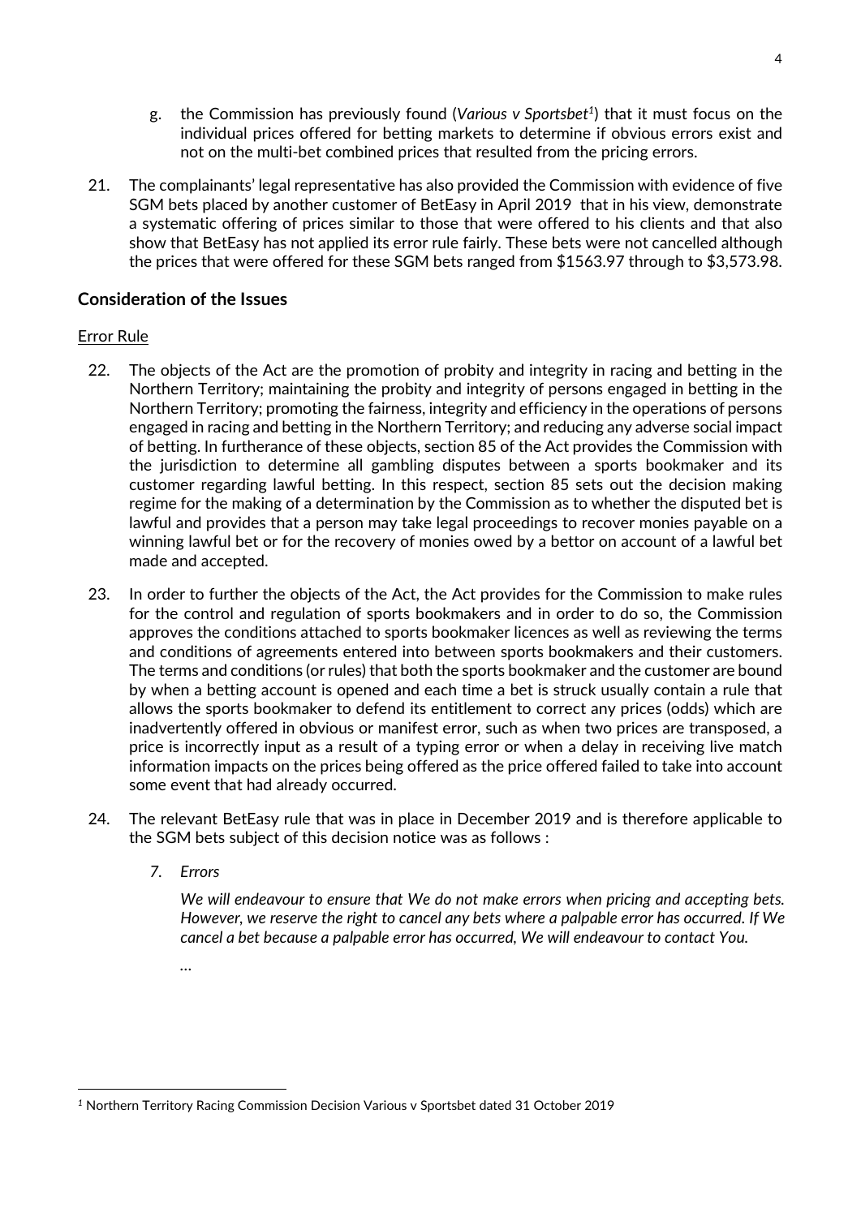g. the Commission has previously found (*Various v Sportsbet*[1]) that it must focus on the individual prices offered for betting markets to determine if obvious errors exist and not on the multi-bet combined prices that resulted from the pricing errors.

21. The complainants' legal representative has also provided the Commission with evidence of five SGM bets placed by another customer of BetEasy in April 2019 that in his view, demonstrate a systematic offering of prices similar to those that were offered to his clients and that also show that BetEasy has not applied its error rule fairly. These bets were not cancelled although the prices that were offered for these SGM bets ranged from $1563.97 through to $3,573.98.

## Consideration of the Issues

Error Rule

22. The objects of the Act are the promotion of probity and integrity in racing and betting in the Northern Territory; maintaining the probity and integrity of persons engaged in betting in the Northern Territory; promoting the fairness, integrity and efficiency in the operations of persons engaged in racing and betting in the Northern Territory; and reducing any adverse social impact of betting. In furtherance of these objects, section 85 of the Act provides the Commission with the jurisdiction to determine all gambling disputes between a sports bookmaker and its customer regarding lawful betting. In this respect, section 85 sets out the decision making regime for the making of a determination by the Commission as to whether the disputed bet is lawful and provides that a person may take legal proceedings to recover monies payable on a winning lawful bet or for the recovery of monies owed by a bettor on account of a lawful bet made and accepted.

23. In order to further the objects of the Act, the Act provides for the Commission to make rules for the control and regulation of sports bookmakers and in order to do so, the Commission approves the conditions attached to sports bookmaker licences as well as reviewing the terms and conditions of agreements entered into between sports bookmakers and their customers. The terms and conditions (or rules) that both the sports bookmaker and the customer are bound by when a betting account is opened and each time a bet is struck usually contain a rule that allows the sports bookmaker to defend its entitlement to correct any prices (odds) which are inadvertently offered in obvious or manifest error, such as when two prices are transposed, a price is incorrectly input as a result of a typing error or when a delay in receiving live match information impacts on the prices being offered as the price offered failed to take into account some event that had already occurred.

24. The relevant BetEasy rule that was in place in December 2019 and is therefore applicable to the SGM bets subject of this decision notice was as follows :

    *7. Errors*

    *We will endeavour to ensure that We do not make errors when pricing and accepting bets. However, we reserve the right to cancel any bets where a palpable error has occurred. If We cancel a bet because a palpable error has occurred, We will endeavour to contact You.*

    …

[1] Northern Territory Racing Commission Decision Various v Sportsbet dated 31 October 2019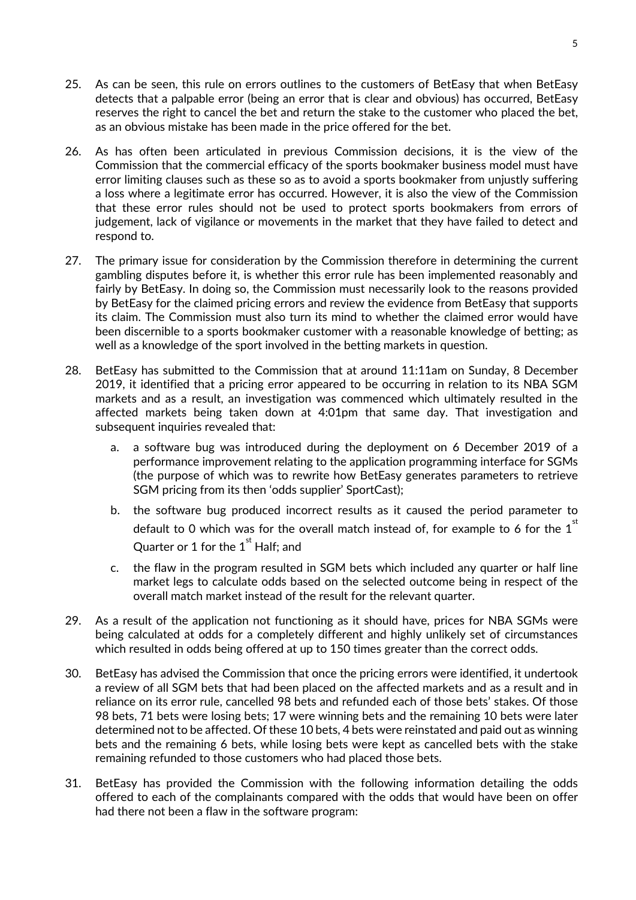25. As can be seen, this rule on errors outlines to the customers of BetEasy that when BetEasy detects that a palpable error (being an error that is clear and obvious) has occurred, BetEasy reserves the right to cancel the bet and return the stake to the customer who placed the bet, as an obvious mistake has been made in the price offered for the bet.

26. As has often been articulated in previous Commission decisions, it is the view of the Commission that the commercial efficacy of the sports bookmaker business model must have error limiting clauses such as these so as to avoid a sports bookmaker from unjustly suffering a loss where a legitimate error has occurred. However, it is also the view of the Commission that these error rules should not be used to protect sports bookmakers from errors of judgement, lack of vigilance or movements in the market that they have failed to detect and respond to.

27. The primary issue for consideration by the Commission therefore in determining the current gambling disputes before it, is whether this error rule has been implemented reasonably and fairly by BetEasy. In doing so, the Commission must necessarily look to the reasons provided by BetEasy for the claimed pricing errors and review the evidence from BetEasy that supports its claim. The Commission must also turn its mind to whether the claimed error would have been discernible to a sports bookmaker customer with a reasonable knowledge of betting; as well as a knowledge of the sport involved in the betting markets in question.

28. BetEasy has submitted to the Commission that at around 11:11am on Sunday, 8 December 2019, it identified that a pricing error appeared to be occurring in relation to its NBA SGM markets and as a result, an investigation was commenced which ultimately resulted in the affected markets being taken down at 4:01pm that same day. That investigation and subsequent inquiries revealed that:

    a. a software bug was introduced during the deployment on 6 December 2019 of a performance improvement relating to the application programming interface for SGMs (the purpose of which was to rewrite how BetEasy generates parameters to retrieve SGM pricing from its then 'odds supplier' SportCast);

    b. the software bug produced incorrect results as it caused the period parameter to default to 0 which was for the overall match instead of, for example to 6 for the 1st Quarter or 1 for the 1st Half; and

    c. the flaw in the program resulted in SGM bets which included any quarter or half line market legs to calculate odds based on the selected outcome being in respect of the overall match market instead of the result for the relevant quarter.

29. As a result of the application not functioning as it should have, prices for NBA SGMs were being calculated at odds for a completely different and highly unlikely set of circumstances which resulted in odds being offered at up to 150 times greater than the correct odds.

30. BetEasy has advised the Commission that once the pricing errors were identified, it undertook a review of all SGM bets that had been placed on the affected markets and as a result and in reliance on its error rule, cancelled 98 bets and refunded each of those bets' stakes. Of those 98 bets, 71 bets were losing bets; 17 were winning bets and the remaining 10 bets were later determined not to be affected. Of these 10 bets, 4 bets were reinstated and paid out as winning bets and the remaining 6 bets, while losing bets were kept as cancelled bets with the stake remaining refunded to those customers who had placed those bets.

31. BetEasy has provided the Commission with the following information detailing the odds offered to each of the complainants compared with the odds that would have been on offer had there not been a flaw in the software program: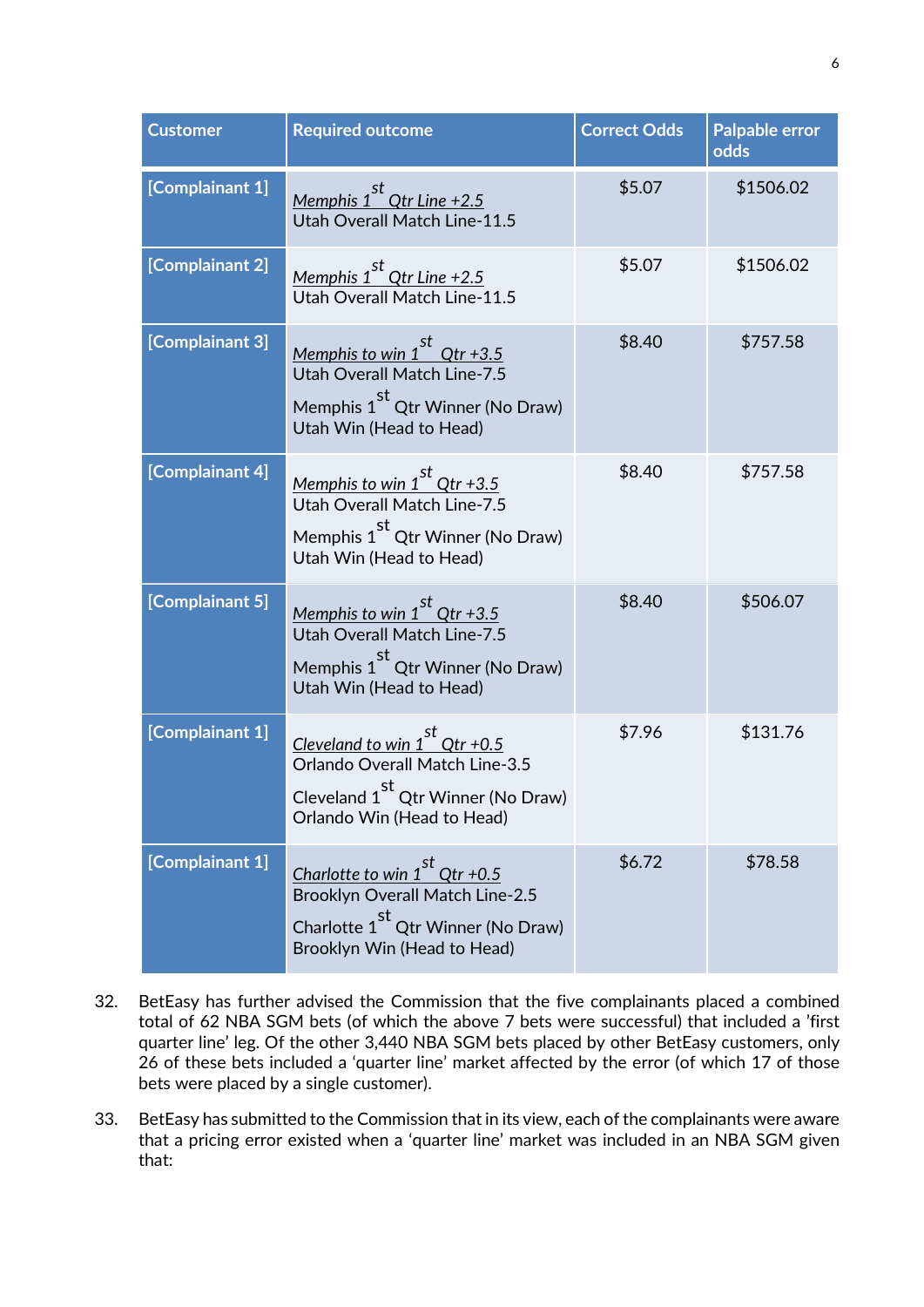| Customer | Required outcome | Correct Odds | Palpable error odds |
|---|---|---|---|
| [Complainant 1] | *Memphis 1st Qtr Line +2.5*<br>Utah Overall Match Line-11.5 | $5.07 | $1506.02 |
| [Complainant 2] | *Memphis 1st Qtr Line +2.5*<br>Utah Overall Match Line-11.5 | $5.07 | $1506.02 |
| [Complainant 3] | *Memphis to win 1st Qtr +3.5*<br>Utah Overall Match Line-7.5<br>Memphis 1st Qtr Winner (No Draw)<br>Utah Win (Head to Head) | $8.40 | $757.58 |
| [Complainant 4] | *Memphis to win 1st Qtr +3.5*<br>Utah Overall Match Line-7.5<br>Memphis 1st Qtr Winner (No Draw)<br>Utah Win (Head to Head) | $8.40 | $757.58 |
| [Complainant 5] | *Memphis to win 1st Qtr +3.5*<br>Utah Overall Match Line-7.5<br>Memphis 1st Qtr Winner (No Draw)<br>Utah Win (Head to Head) | $8.40 | $506.07 |
| [Complainant 1] | *Cleveland to win 1st Qtr +0.5*<br>Orlando Overall Match Line-3.5<br>Cleveland 1st Qtr Winner (No Draw)<br>Orlando Win (Head to Head) | $7.96 | $131.76 |
| [Complainant 1] | *Charlotte to win 1st Qtr +0.5*<br>Brooklyn Overall Match Line-2.5<br>Charlotte 1st Qtr Winner (No Draw)<br>Brooklyn Win (Head to Head) | $6.72 | $78.58 |

32. BetEasy has further advised the Commission that the five complainants placed a combined total of 62 NBA SGM bets (of which the above 7 bets were successful) that included a 'first quarter line' leg. Of the other 3,440 NBA SGM bets placed by other BetEasy customers, only 26 of these bets included a 'quarter line' market affected by the error (of which 17 of those bets were placed by a single customer).

33. BetEasy has submitted to the Commission that in its view, each of the complainants were aware that a pricing error existed when a 'quarter line' market was included in an NBA SGM given that: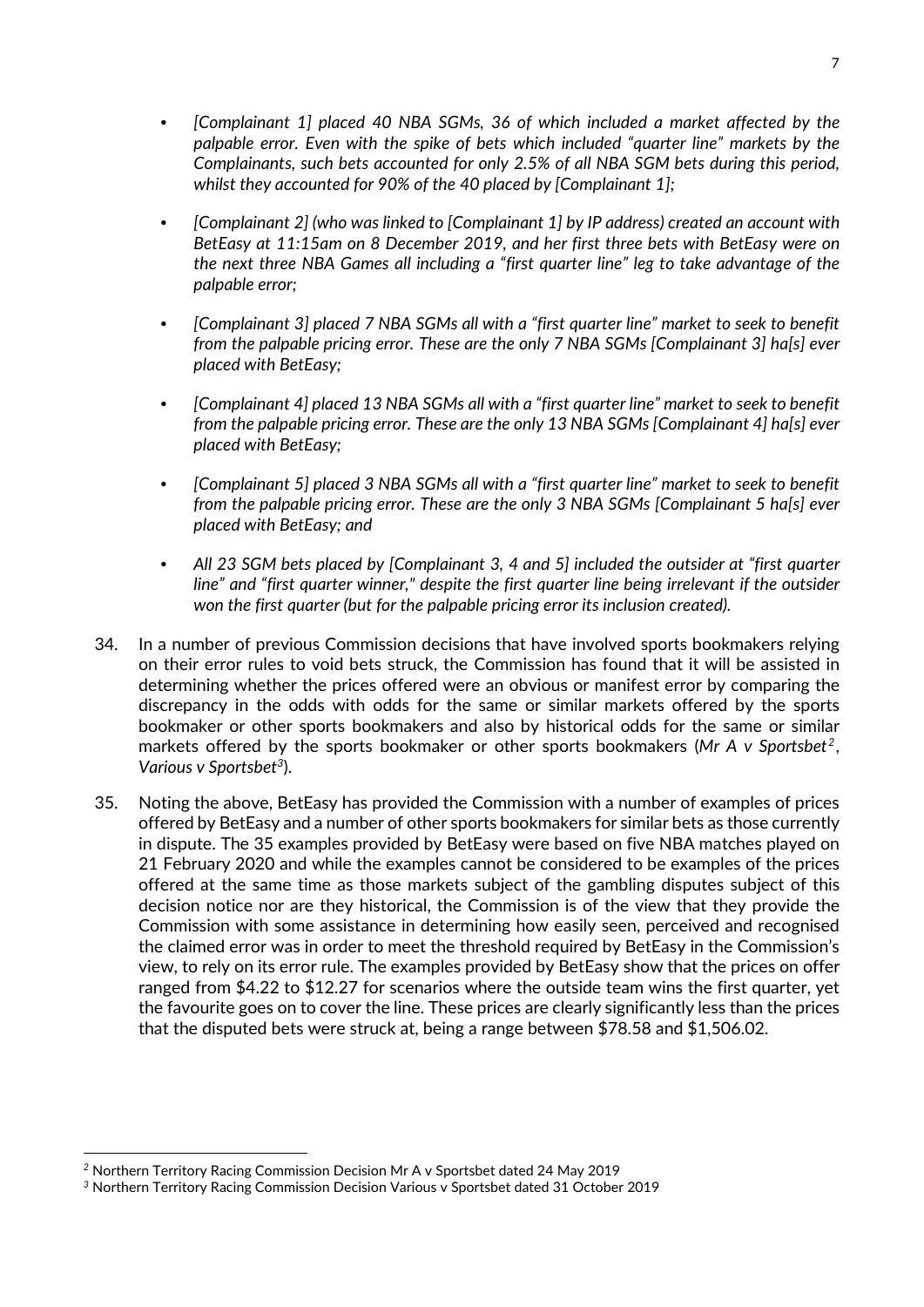- *[Complainant 1] placed 40 NBA SGMs, 36 of which included a market affected by the palpable error. Even with the spike of bets which included "quarter line" markets by the Complainants, such bets accounted for only 2.5% of all NBA SGM bets during this period, whilst they accounted for 90% of the 40 placed by [Complainant 1];*

- *[Complainant 2] (who was linked to [Complainant 1] by IP address) created an account with BetEasy at 11:15am on 8 December 2019, and her first three bets with BetEasy were on the next three NBA Games all including a "first quarter line" leg to take advantage of the palpable error;*

- *[Complainant 3] placed 7 NBA SGMs all with a "first quarter line" market to seek to benefit from the palpable pricing error. These are the only 7 NBA SGMs [Complainant 3] ha[s] ever placed with BetEasy;*

- *[Complainant 4] placed 13 NBA SGMs all with a "first quarter line" market to seek to benefit from the palpable pricing error. These are the only 13 NBA SGMs [Complainant 4] ha[s] ever placed with BetEasy;*

- *[Complainant 5] placed 3 NBA SGMs all with a "first quarter line" market to seek to benefit from the palpable pricing error. These are the only 3 NBA SGMs [Complainant 5 ha[s] ever placed with BetEasy; and*

- *All 23 SGM bets placed by [Complainant 3, 4 and 5] included the outsider at "first quarter line" and "first quarter winner," despite the first quarter line being irrelevant if the outsider won the first quarter (but for the palpable pricing error its inclusion created).*

34. In a number of previous Commission decisions that have involved sports bookmakers relying on their error rules to void bets struck, the Commission has found that it will be assisted in determining whether the prices offered were an obvious or manifest error by comparing the discrepancy in the odds with odds for the same or similar markets offered by the sports bookmaker or other sports bookmakers and also by historical odds for the same or similar markets offered by the sports bookmaker or other sports bookmakers (*Mr A v Sportsbet*[2], *Various v Sportsbet*[3]).

35. Noting the above, BetEasy has provided the Commission with a number of examples of prices offered by BetEasy and a number of other sports bookmakers for similar bets as those currently in dispute. The 35 examples provided by BetEasy were based on five NBA matches played on 21 February 2020 and while the examples cannot be considered to be examples of the prices offered at the same time as those markets subject of the gambling disputes subject of this decision notice nor are they historical, the Commission is of the view that they provide the Commission with some assistance in determining how easily seen, perceived and recognised the claimed error was in order to meet the threshold required by BetEasy in the Commission's view, to rely on its error rule. The examples provided by BetEasy show that the prices on offer ranged from $4.22 to $12.27 for scenarios where the outside team wins the first quarter, yet the favourite goes on to cover the line. These prices are clearly significantly less than the prices that the disputed bets were struck at, being a range between $78.58 and $1,506.02.

---

[2] Northern Territory Racing Commission Decision Mr A v Sportsbet dated 24 May 2019

[3] Northern Territory Racing Commission Decision Various v Sportsbet dated 31 October 2019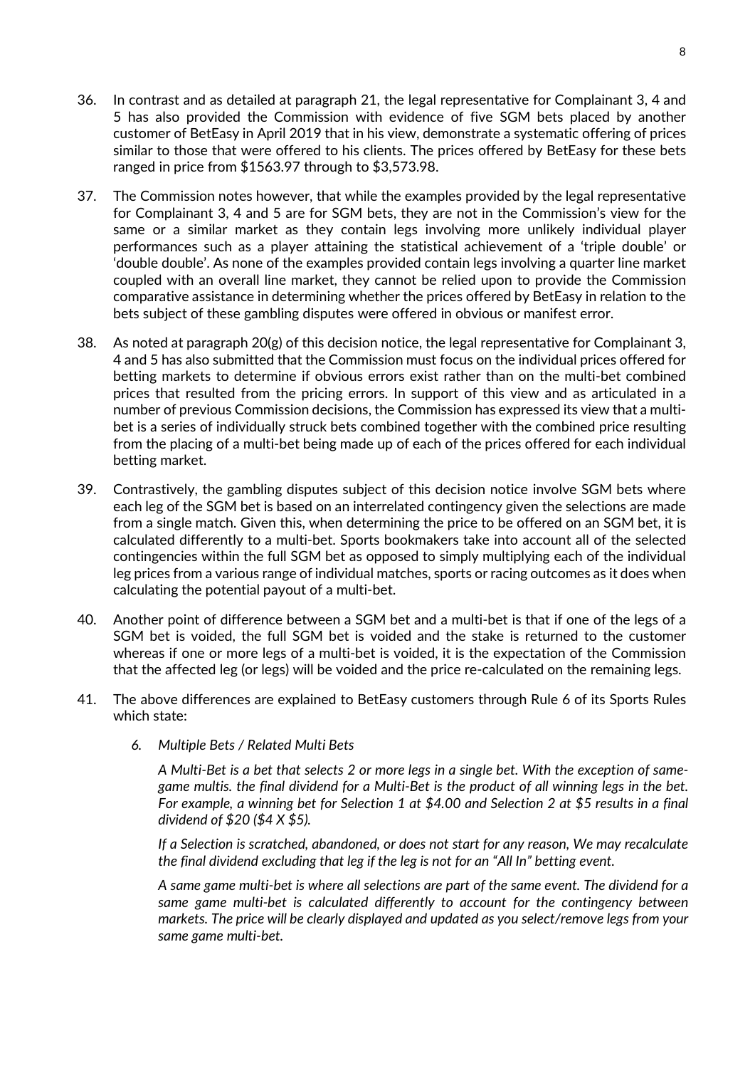36. In contrast and as detailed at paragraph 21, the legal representative for Complainant 3, 4 and 5 has also provided the Commission with evidence of five SGM bets placed by another customer of BetEasy in April 2019 that in his view, demonstrate a systematic offering of prices similar to those that were offered to his clients. The prices offered by BetEasy for these bets ranged in price from $1563.97 through to $3,573.98.

37. The Commission notes however, that while the examples provided by the legal representative for Complainant 3, 4 and 5 are for SGM bets, they are not in the Commission's view for the same or a similar market as they contain legs involving more unlikely individual player performances such as a player attaining the statistical achievement of a 'triple double' or 'double double'. As none of the examples provided contain legs involving a quarter line market coupled with an overall line market, they cannot be relied upon to provide the Commission comparative assistance in determining whether the prices offered by BetEasy in relation to the bets subject of these gambling disputes were offered in obvious or manifest error.

38. As noted at paragraph 20(g) of this decision notice, the legal representative for Complainant 3, 4 and 5 has also submitted that the Commission must focus on the individual prices offered for betting markets to determine if obvious errors exist rather than on the multi-bet combined prices that resulted from the pricing errors. In support of this view and as articulated in a number of previous Commission decisions, the Commission has expressed its view that a multi-bet is a series of individually struck bets combined together with the combined price resulting from the placing of a multi-bet being made up of each of the prices offered for each individual betting market.

39. Contrastively, the gambling disputes subject of this decision notice involve SGM bets where each leg of the SGM bet is based on an interrelated contingency given the selections are made from a single match. Given this, when determining the price to be offered on an SGM bet, it is calculated differently to a multi-bet. Sports bookmakers take into account all of the selected contingencies within the full SGM bet as opposed to simply multiplying each of the individual leg prices from a various range of individual matches, sports or racing outcomes as it does when calculating the potential payout of a multi-bet.

40. Another point of difference between a SGM bet and a multi-bet is that if one of the legs of a SGM bet is voided, the full SGM bet is voided and the stake is returned to the customer whereas if one or more legs of a multi-bet is voided, it is the expectation of the Commission that the affected leg (or legs) will be voided and the price re-calculated on the remaining legs.

41. The above differences are explained to BetEasy customers through Rule 6 of its Sports Rules which state:

    *6. Multiple Bets / Related Multi Bets*

    *A Multi-Bet is a bet that selects 2 or more legs in a single bet. With the exception of same-game multis. the final dividend for a Multi-Bet is the product of all winning legs in the bet. For example, a winning bet for Selection 1 at $4.00 and Selection 2 at $5 results in a final dividend of $20 ($4 X $5).*

    *If a Selection is scratched, abandoned, or does not start for any reason, We may recalculate the final dividend excluding that leg if the leg is not for an "All In" betting event.*

    *A same game multi-bet is where all selections are part of the same event. The dividend for a same game multi-bet is calculated differently to account for the contingency between markets. The price will be clearly displayed and updated as you select/remove legs from your same game multi-bet.*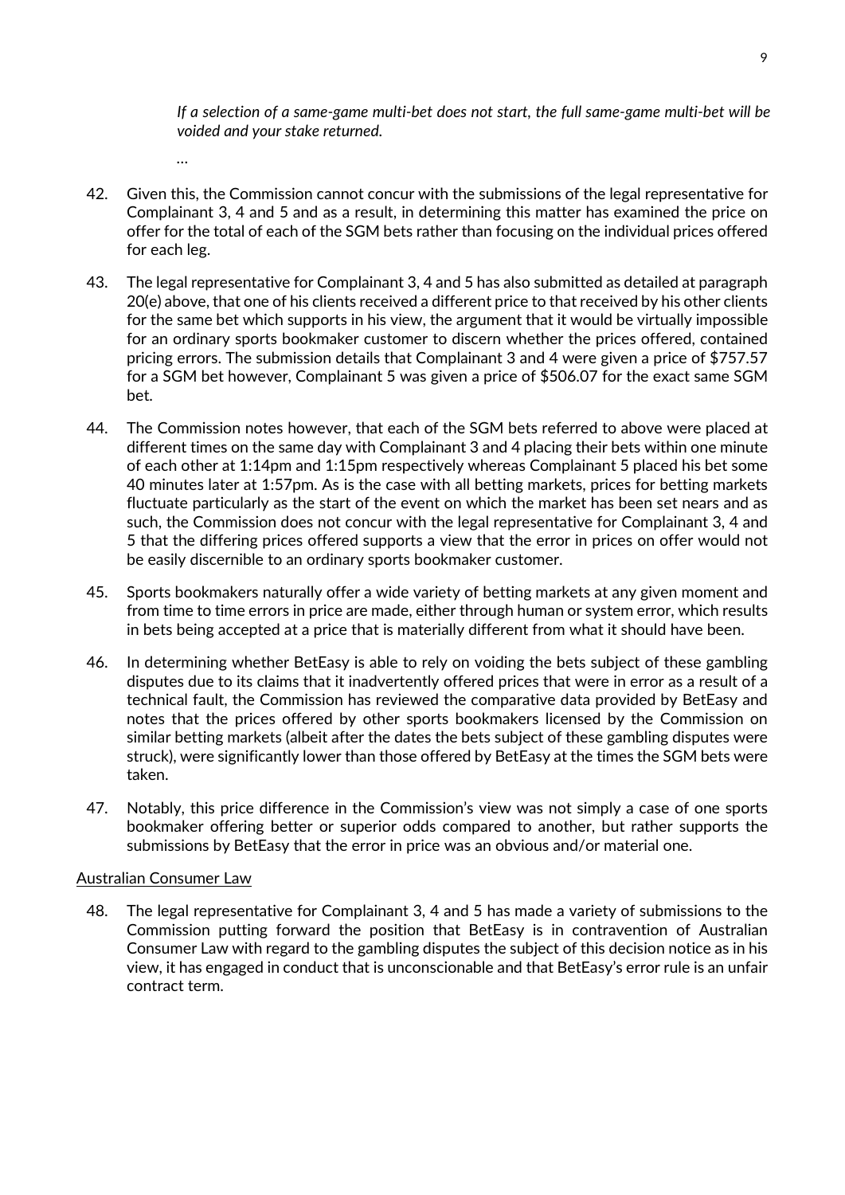*If a selection of a same-game multi-bet does not start, the full same-game multi-bet will be voided and your stake returned.*

…

42. Given this, the Commission cannot concur with the submissions of the legal representative for Complainant 3, 4 and 5 and as a result, in determining this matter has examined the price on offer for the total of each of the SGM bets rather than focusing on the individual prices offered for each leg.

43. The legal representative for Complainant 3, 4 and 5 has also submitted as detailed at paragraph 20(e) above, that one of his clients received a different price to that received by his other clients for the same bet which supports in his view, the argument that it would be virtually impossible for an ordinary sports bookmaker customer to discern whether the prices offered, contained pricing errors. The submission details that Complainant 3 and 4 were given a price of $757.57 for a SGM bet however, Complainant 5 was given a price of $506.07 for the exact same SGM bet.

44. The Commission notes however, that each of the SGM bets referred to above were placed at different times on the same day with Complainant 3 and 4 placing their bets within one minute of each other at 1:14pm and 1:15pm respectively whereas Complainant 5 placed his bet some 40 minutes later at 1:57pm. As is the case with all betting markets, prices for betting markets fluctuate particularly as the start of the event on which the market has been set nears and as such, the Commission does not concur with the legal representative for Complainant 3, 4 and 5 that the differing prices offered supports a view that the error in prices on offer would not be easily discernible to an ordinary sports bookmaker customer.

45. Sports bookmakers naturally offer a wide variety of betting markets at any given moment and from time to time errors in price are made, either through human or system error, which results in bets being accepted at a price that is materially different from what it should have been.

46. In determining whether BetEasy is able to rely on voiding the bets subject of these gambling disputes due to its claims that it inadvertently offered prices that were in error as a result of a technical fault, the Commission has reviewed the comparative data provided by BetEasy and notes that the prices offered by other sports bookmakers licensed by the Commission on similar betting markets (albeit after the dates the bets subject of these gambling disputes were struck), were significantly lower than those offered by BetEasy at the times the SGM bets were taken.

47. Notably, this price difference in the Commission's view was not simply a case of one sports bookmaker offering better or superior odds compared to another, but rather supports the submissions by BetEasy that the error in price was an obvious and/or material one.

<u>Australian Consumer Law</u>

48. The legal representative for Complainant 3, 4 and 5 has made a variety of submissions to the Commission putting forward the position that BetEasy is in contravention of Australian Consumer Law with regard to the gambling disputes the subject of this decision notice as in his view, it has engaged in conduct that is unconscionable and that BetEasy's error rule is an unfair contract term.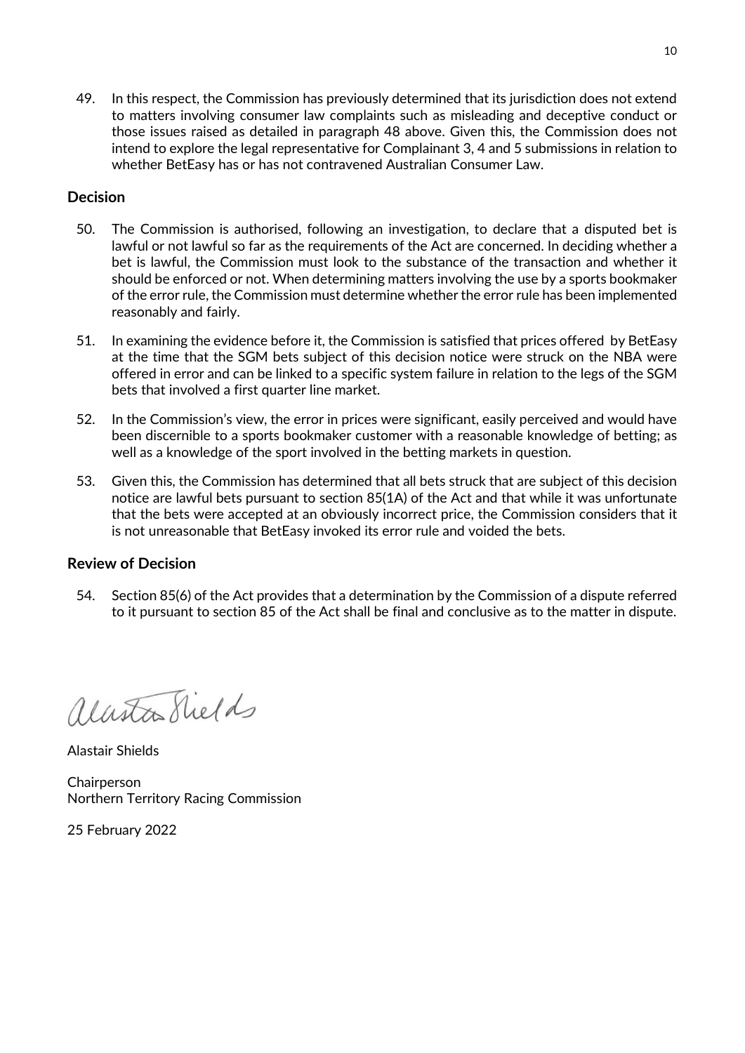49. In this respect, the Commission has previously determined that its jurisdiction does not extend to matters involving consumer law complaints such as misleading and deceptive conduct or those issues raised as detailed in paragraph 48 above. Given this, the Commission does not intend to explore the legal representative for Complainant 3, 4 and 5 submissions in relation to whether BetEasy has or has not contravened Australian Consumer Law.

## Decision

50. The Commission is authorised, following an investigation, to declare that a disputed bet is lawful or not lawful so far as the requirements of the Act are concerned. In deciding whether a bet is lawful, the Commission must look to the substance of the transaction and whether it should be enforced or not. When determining matters involving the use by a sports bookmaker of the error rule, the Commission must determine whether the error rule has been implemented reasonably and fairly.

51. In examining the evidence before it, the Commission is satisfied that prices offered by BetEasy at the time that the SGM bets subject of this decision notice were struck on the NBA were offered in error and can be linked to a specific system failure in relation to the legs of the SGM bets that involved a first quarter line market.

52. In the Commission's view, the error in prices were significant, easily perceived and would have been discernible to a sports bookmaker customer with a reasonable knowledge of betting; as well as a knowledge of the sport involved in the betting markets in question.

53. Given this, the Commission has determined that all bets struck that are subject of this decision notice are lawful bets pursuant to section 85(1A) of the Act and that while it was unfortunate that the bets were accepted at an obviously incorrect price, the Commission considers that it is not unreasonable that BetEasy invoked its error rule and voided the bets.

## Review of Decision

54. Section 85(6) of the Act provides that a determination by the Commission of a dispute referred to it pursuant to section 85 of the Act shall be final and conclusive as to the matter in dispute.

Alastair Shields

Chairperson
Northern Territory Racing Commission

25 February 2022